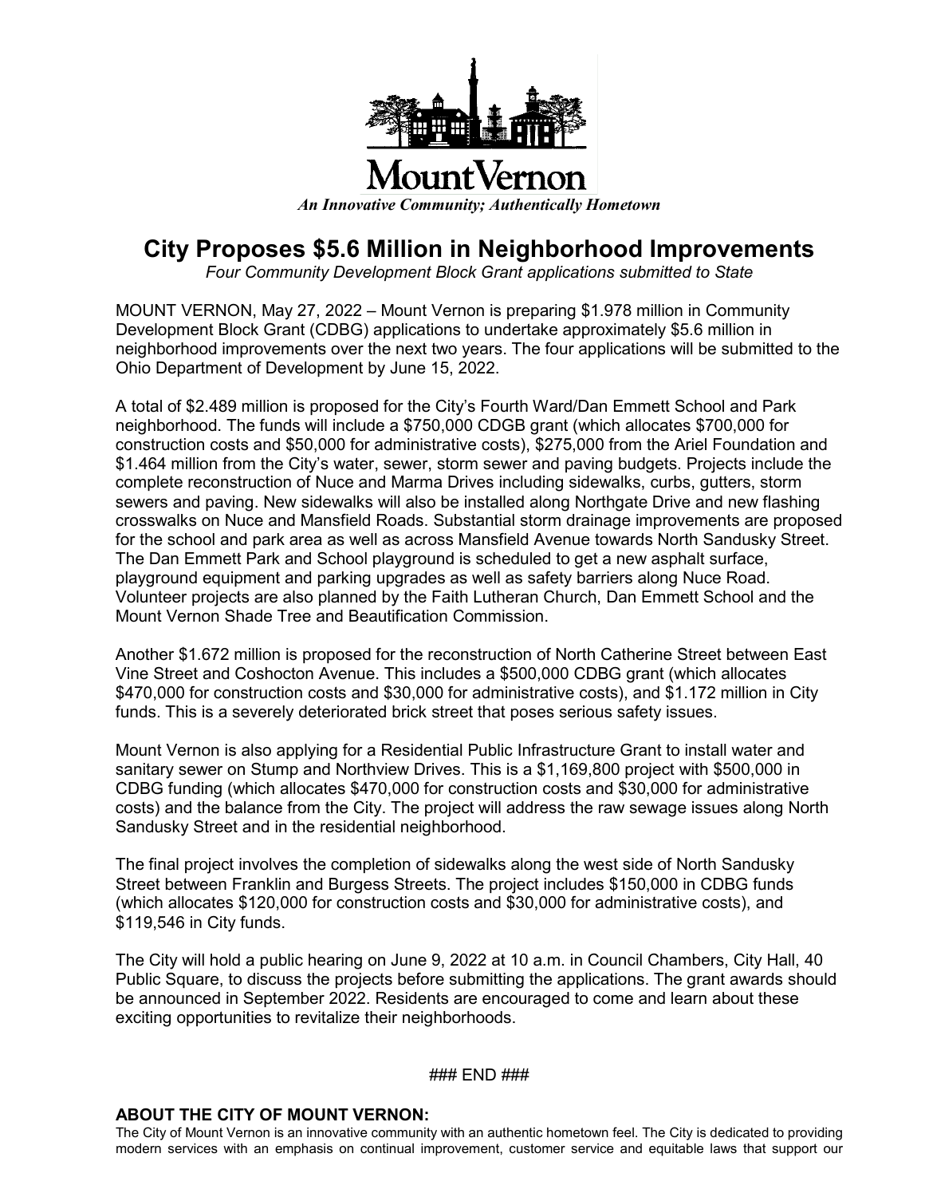MountVernon

*An Innovative Community; Authentically Hometown*

# City Proposes $5.6 Million in Neighborhood Improvements

*Four Community Development Block Grant applications submitted to State*

MOUNT VERNON, May 27, 2022 – Mount Vernon is preparing $1.978 million in Community Development Block Grant (CDBG) applications to undertake approximately $5.6 million in neighborhood improvements over the next two years. The four applications will be submitted to the Ohio Department of Development by June 15, 2022.

A total of $2.489 million is proposed for the City's Fourth Ward/Dan Emmett School and Park neighborhood. The funds will include a $750,000 CDGB grant (which allocates $700,000 for construction costs and $50,000 for administrative costs), $275,000 from the Ariel Foundation and $1.464 million from the City's water, sewer, storm sewer and paving budgets. Projects include the complete reconstruction of Nuce and Marma Drives including sidewalks, curbs, gutters, storm sewers and paving. New sidewalks will also be installed along Northgate Drive and new flashing crosswalks on Nuce and Mansfield Roads. Substantial storm drainage improvements are proposed for the school and park area as well as across Mansfield Avenue towards North Sandusky Street. The Dan Emmett Park and School playground is scheduled to get a new asphalt surface, playground equipment and parking upgrades as well as safety barriers along Nuce Road. Volunteer projects are also planned by the Faith Lutheran Church, Dan Emmett School and the Mount Vernon Shade Tree and Beautification Commission.

Another $1.672 million is proposed for the reconstruction of North Catherine Street between East Vine Street and Coshocton Avenue. This includes a $500,000 CDBG grant (which allocates $470,000 for construction costs and $30,000 for administrative costs), and $1.172 million in City funds. This is a severely deteriorated brick street that poses serious safety issues.

Mount Vernon is also applying for a Residential Public Infrastructure Grant to install water and sanitary sewer on Stump and Northview Drives. This is a $1,169,800 project with $500,000 in CDBG funding (which allocates $470,000 for construction costs and $30,000 for administrative costs) and the balance from the City. The project will address the raw sewage issues along North Sandusky Street and in the residential neighborhood.

The final project involves the completion of sidewalks along the west side of North Sandusky Street between Franklin and Burgess Streets. The project includes $150,000 in CDBG funds (which allocates $120,000 for construction costs and $30,000 for administrative costs), and $119,546 in City funds.

The City will hold a public hearing on June 9, 2022 at 10 a.m. in Council Chambers, City Hall, 40 Public Square, to discuss the projects before submitting the applications. The grant awards should be announced in September 2022. Residents are encouraged to come and learn about these exciting opportunities to revitalize their neighborhoods.

### END ###

**ABOUT THE CITY OF MOUNT VERNON:**

The City of Mount Vernon is an innovative community with an authentic hometown feel. The City is dedicated to providing modern services with an emphasis on continual improvement, customer service and equitable laws that support our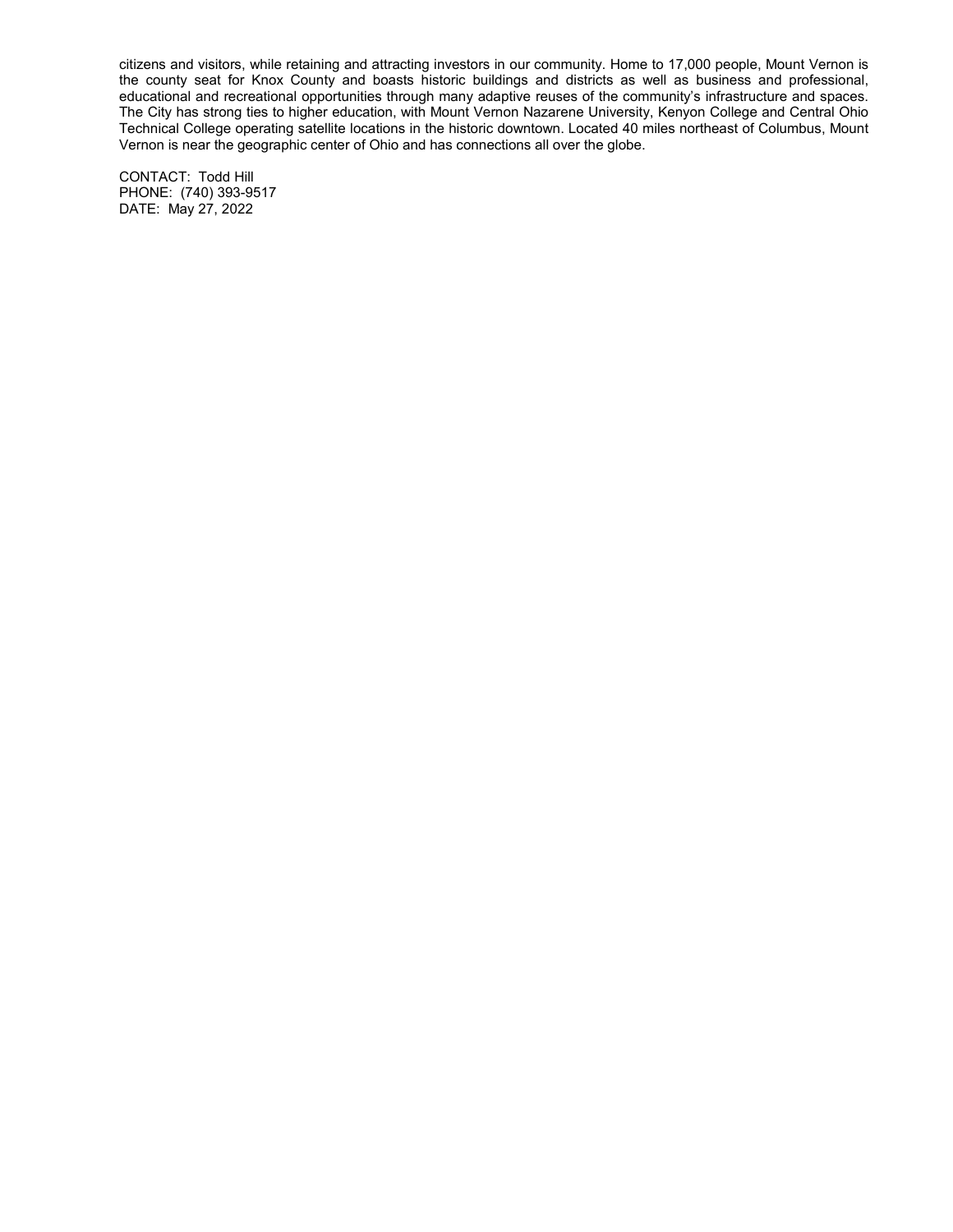citizens and visitors, while retaining and attracting investors in our community. Home to 17,000 people, Mount Vernon is the county seat for Knox County and boasts historic buildings and districts as well as business and professional, educational and recreational opportunities through many adaptive reuses of the community's infrastructure and spaces. The City has strong ties to higher education, with Mount Vernon Nazarene University, Kenyon College and Central Ohio Technical College operating satellite locations in the historic downtown. Located 40 miles northeast of Columbus, Mount Vernon is near the geographic center of Ohio and has connections all over the globe.

CONTACT: Todd Hill
PHONE: (740) 393-9517
DATE: May 27, 2022